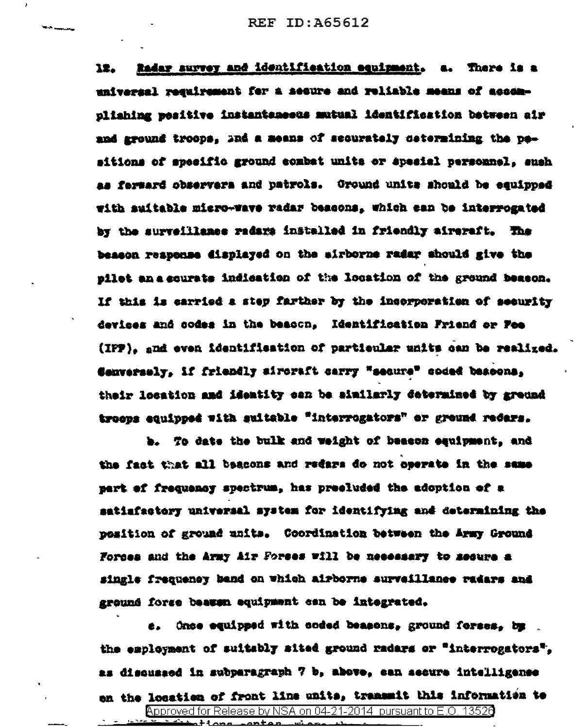12. Radar survey and identification equipment. a. There is a universal requirement for a secure and reliable means of accomplishing positive instantaneous mutual identification between air and ground troops, and a means of accurately determining the positions of specific ground combat units or special personnel, such as forward observers and patrols. Ground units should be equipped with suitable micro-wave radar beacons, which can be interrogated by the surveillance radars installed in friendly aircraft. The beacon response displayed on the airborne radar should give the pilot an accurate indication of the location of the ground beacon. If this is carried a step farther by the incorporation of security devices and codes in the beacon, Identification Friend or Foe (IFF), and even identification of particular units can be realized. Conversely, if friendly aircraft carry "secure" coded beacons, their location and identity can be similarly determined by ground troops equipped with suitable "interrogators" or ground radars.

b. To date the bulk and weight of beacon equipment, and the fact that all beacons and radars do not operate in the same part of frequency spectrum, has precluded the adoption of a satisfactory universal system for identifying and determining the position of ground units. Coordination between the Army Ground Forces and the Army Air Forces will be necessary to secure a single frequency band on which airborne surveillance radars and ground force beacon equipment can be integrated.

c. Once equipped with coded beacons, ground forces, by the employment of suitably sited ground radars or "interrogators", as discussed in subparagraph 7 b, above, can secure intelligence on the location of front line units, transmit this information to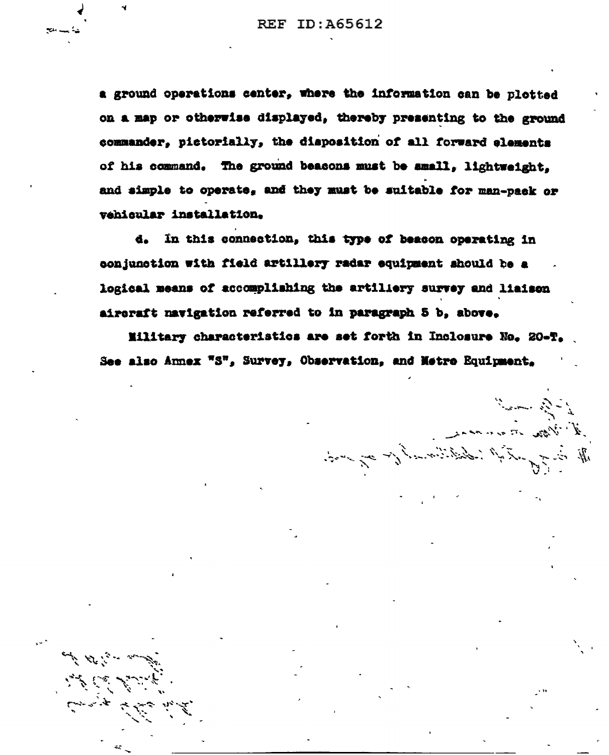a ground operations center, where the information can be plotted on a map or otherwise displayed, thereby presenting to the ground commander, pictorially, the disposition of all forward elements of his command. The ground beacons must be small, lightweight, and simple to operate, and they must be suitable for man-pack or vehicular installation.

d. In this connection, this type of beacon operating in conjunction with field artillery radar equipment should be a logical means of accomplishing the artillery survey and liaison aircraft navigation referred to in paragraph 5 b, above.

Military characteristics are set forth in Inclosure No. 20-T. See also Annex "S", Survey, Observation, and Metre Equipment.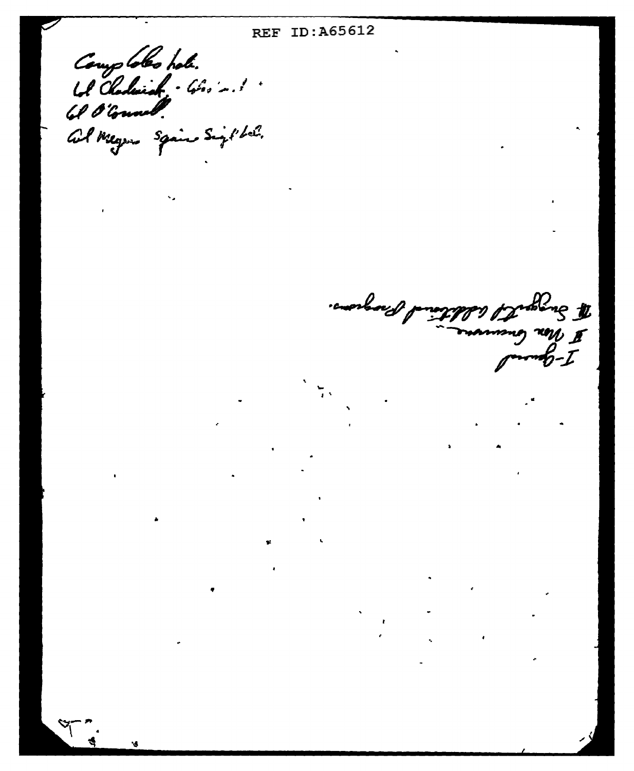REF ID:A65612

Comp Coles hole.
Col Chadwick - Gen'l +
Col O'Connell.
Col Meyers Spain Sig'l Sec.

I - General
II Non Communic —
III Suggested additional Program.